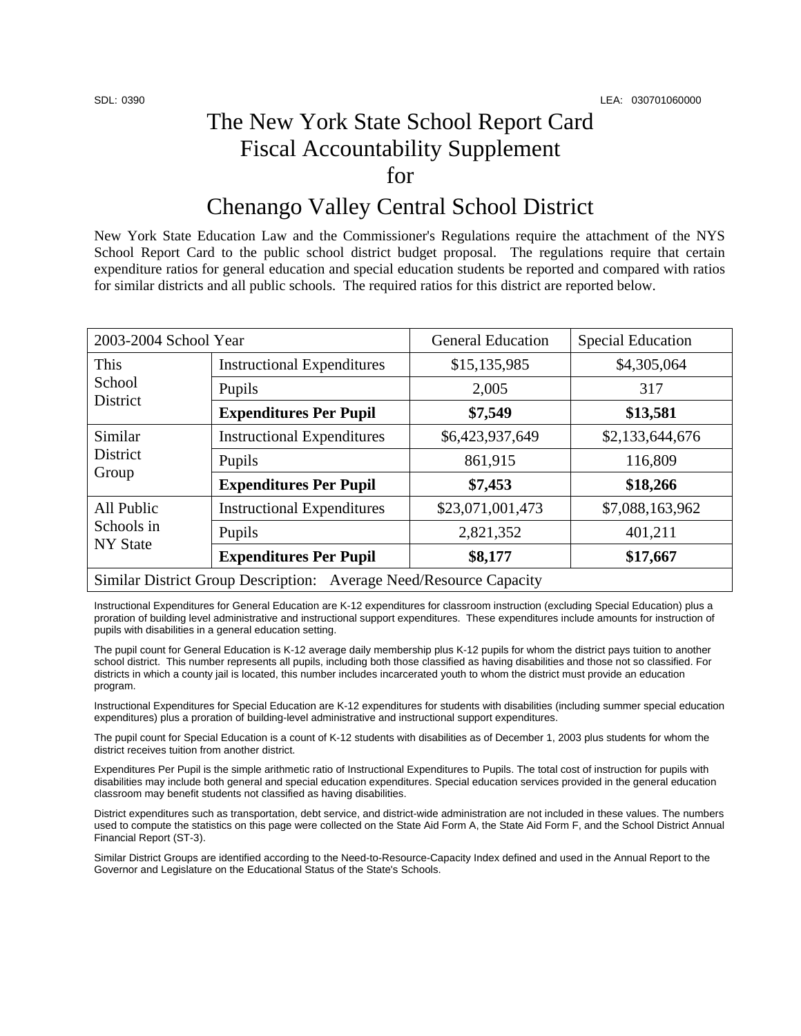SDL: 0390 LEA: 030701060000

# The New York State School Report Card Fiscal Accountability Supplement for

# Chenango Valley Central School District

New York State Education Law and the Commissioner's Regulations require the attachment of the NYS School Report Card to the public school district budget proposal. The regulations require that certain expenditure ratios for general education and special education students be reported and compared with ratios for similar districts and all public schools. The required ratios for this district are reported below.

| 2003-2004 School Year | | General Education | Special Education |
|---|---|---|---|
| This School District | Instructional Expenditures | $15,135,985 | $4,305,064 |
| | Pupils | 2,005 | 317 |
| | **Expenditures Per Pupil** | **$7,549** | **$13,581** |
| Similar District Group | Instructional Expenditures | $6,423,937,649 | $2,133,644,676 |
| | Pupils | 861,915 | 116,809 |
| | **Expenditures Per Pupil** | **$7,453** | **$18,266** |
| All Public Schools in NY State | Instructional Expenditures | $23,071,001,473 | $7,088,163,962 |
| | Pupils | 2,821,352 | 401,211 |
| | **Expenditures Per Pupil** | **$8,177** | **$17,667** |
| Similar District Group Description: Average Need/Resource Capacity | | | |

Instructional Expenditures for General Education are K-12 expenditures for classroom instruction (excluding Special Education) plus a proration of building level administrative and instructional support expenditures. These expenditures include amounts for instruction of pupils with disabilities in a general education setting.

The pupil count for General Education is K-12 average daily membership plus K-12 pupils for whom the district pays tuition to another school district. This number represents all pupils, including both those classified as having disabilities and those not so classified. For districts in which a county jail is located, this number includes incarcerated youth to whom the district must provide an education program.

Instructional Expenditures for Special Education are K-12 expenditures for students with disabilities (including summer special education expenditures) plus a proration of building-level administrative and instructional support expenditures.

The pupil count for Special Education is a count of K-12 students with disabilities as of December 1, 2003 plus students for whom the district receives tuition from another district.

Expenditures Per Pupil is the simple arithmetic ratio of Instructional Expenditures to Pupils. The total cost of instruction for pupils with disabilities may include both general and special education expenditures. Special education services provided in the general education classroom may benefit students not classified as having disabilities.

District expenditures such as transportation, debt service, and district-wide administration are not included in these values. The numbers used to compute the statistics on this page were collected on the State Aid Form A, the State Aid Form F, and the School District Annual Financial Report (ST-3).

Similar District Groups are identified according to the Need-to-Resource-Capacity Index defined and used in the Annual Report to the Governor and Legislature on the Educational Status of the State's Schools.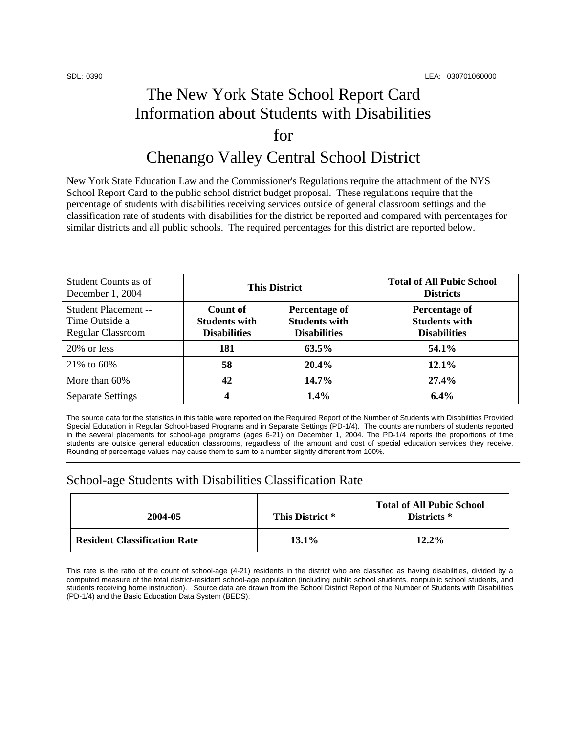SDL: 0390 LEA: 030701060000

# The New York State School Report Card Information about Students with Disabilities for Chenango Valley Central School District

New York State Education Law and the Commissioner's Regulations require the attachment of the NYS School Report Card to the public school district budget proposal. These regulations require that the percentage of students with disabilities receiving services outside of general classroom settings and the classification rate of students with disabilities for the district be reported and compared with percentages for similar districts and all public schools. The required percentages for this district are reported below.

| Student Counts as of December 1, 2004 | **This District** | | **Total of All Pubic School Districts** |
|---|---|---|---|
| Student Placement -- Time Outside a Regular Classroom | **Count of Students with Disabilities** | **Percentage of Students with Disabilities** | **Percentage of Students with Disabilities** |
| 20% or less | **181** | **63.5%** | **54.1%** |
| 21% to 60% | **58** | **20.4%** | **12.1%** |
| More than 60% | **42** | **14.7%** | **27.4%** |
| Separate Settings | **4** | **1.4%** | **6.4%** |

The source data for the statistics in this table were reported on the Required Report of the Number of Students with Disabilities Provided Special Education in Regular School-based Programs and in Separate Settings (PD-1/4). The counts are numbers of students reported in the several placements for school-age programs (ages 6-21) on December 1, 2004. The PD-1/4 reports the proportions of time students are outside general education classrooms, regardless of the amount and cost of special education services they receive. Rounding of percentage values may cause them to sum to a number slightly different from 100%.

## School-age Students with Disabilities Classification Rate

| **2004-05** | **This District *** | **Total of All Pubic School Districts *** |
|---|---|---|
| **Resident Classification Rate** | **13.1%** | **12.2%** |

This rate is the ratio of the count of school-age (4-21) residents in the district who are classified as having disabilities, divided by a computed measure of the total district-resident school-age population (including public school students, nonpublic school students, and students receiving home instruction). Source data are drawn from the School District Report of the Number of Students with Disabilities (PD-1/4) and the Basic Education Data System (BEDS).